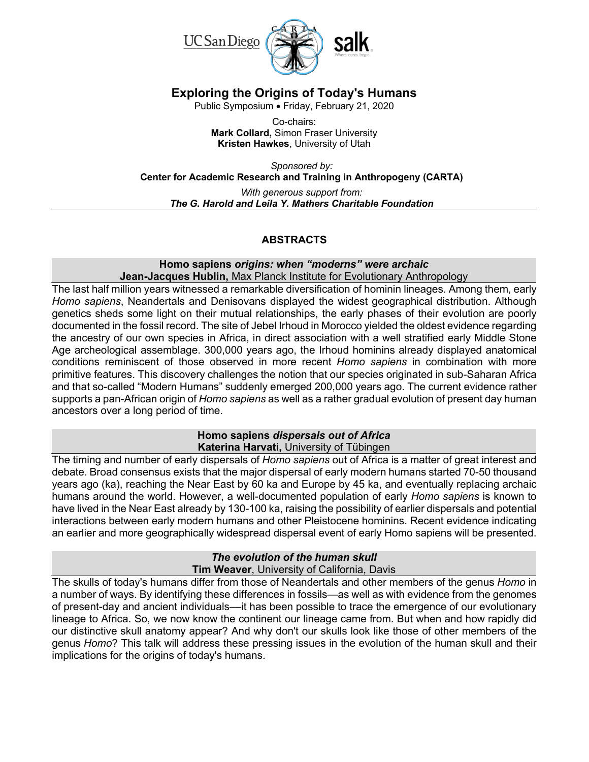# Exploring the Origins of Today's Humans

Public Symposium • Friday, February 21, 2020

Co-chairs:
**Mark Collard,** Simon Fraser University
**Kristen Hawkes**, University of Utah

*Sponsored by:*
**Center for Academic Research and Training in Anthropogeny (CARTA)**

*With generous support from:*
***The G. Harold and Leila Y. Mathers Charitable Foundation***

## ABSTRACTS

### Homo sapiens *origins: when "moderns" were archaic*
**Jean-Jacques Hublin,** Max Planck Institute for Evolutionary Anthropology

The last half million years witnessed a remarkable diversification of hominin lineages. Among them, early *Homo sapiens*, Neandertals and Denisovans displayed the widest geographical distribution. Although genetics sheds some light on their mutual relationships, the early phases of their evolution are poorly documented in the fossil record. The site of Jebel Irhoud in Morocco yielded the oldest evidence regarding the ancestry of our own species in Africa, in direct association with a well stratified early Middle Stone Age archeological assemblage. 300,000 years ago, the Irhoud hominins already displayed anatomical conditions reminiscent of those observed in more recent *Homo sapiens* in combination with more primitive features. This discovery challenges the notion that our species originated in sub-Saharan Africa and that so-called "Modern Humans" suddenly emerged 200,000 years ago. The current evidence rather supports a pan-African origin of *Homo sapiens* as well as a rather gradual evolution of present day human ancestors over a long period of time.

### Homo sapiens *dispersals out of Africa*
**Katerina Harvati,** University of Tübingen

The timing and number of early dispersals of *Homo sapiens* out of Africa is a matter of great interest and debate. Broad consensus exists that the major dispersal of early modern humans started 70-50 thousand years ago (ka), reaching the Near East by 60 ka and Europe by 45 ka, and eventually replacing archaic humans around the world. However, a well-documented population of early *Homo sapiens* is known to have lived in the Near East already by 130-100 ka, raising the possibility of earlier dispersals and potential interactions between early modern humans and other Pleistocene hominins. Recent evidence indicating an earlier and more geographically widespread dispersal event of early Homo sapiens will be presented.

### *The evolution of the human skull*
**Tim Weaver**, University of California, Davis

The skulls of today's humans differ from those of Neandertals and other members of the genus *Homo* in a number of ways. By identifying these differences in fossils—as well as with evidence from the genomes of present-day and ancient individuals—it has been possible to trace the emergence of our evolutionary lineage to Africa. So, we now know the continent our lineage came from. But when and how rapidly did our distinctive skull anatomy appear? And why don't our skulls look like those of other members of the genus *Homo*? This talk will address these pressing issues in the evolution of the human skull and their implications for the origins of today's humans.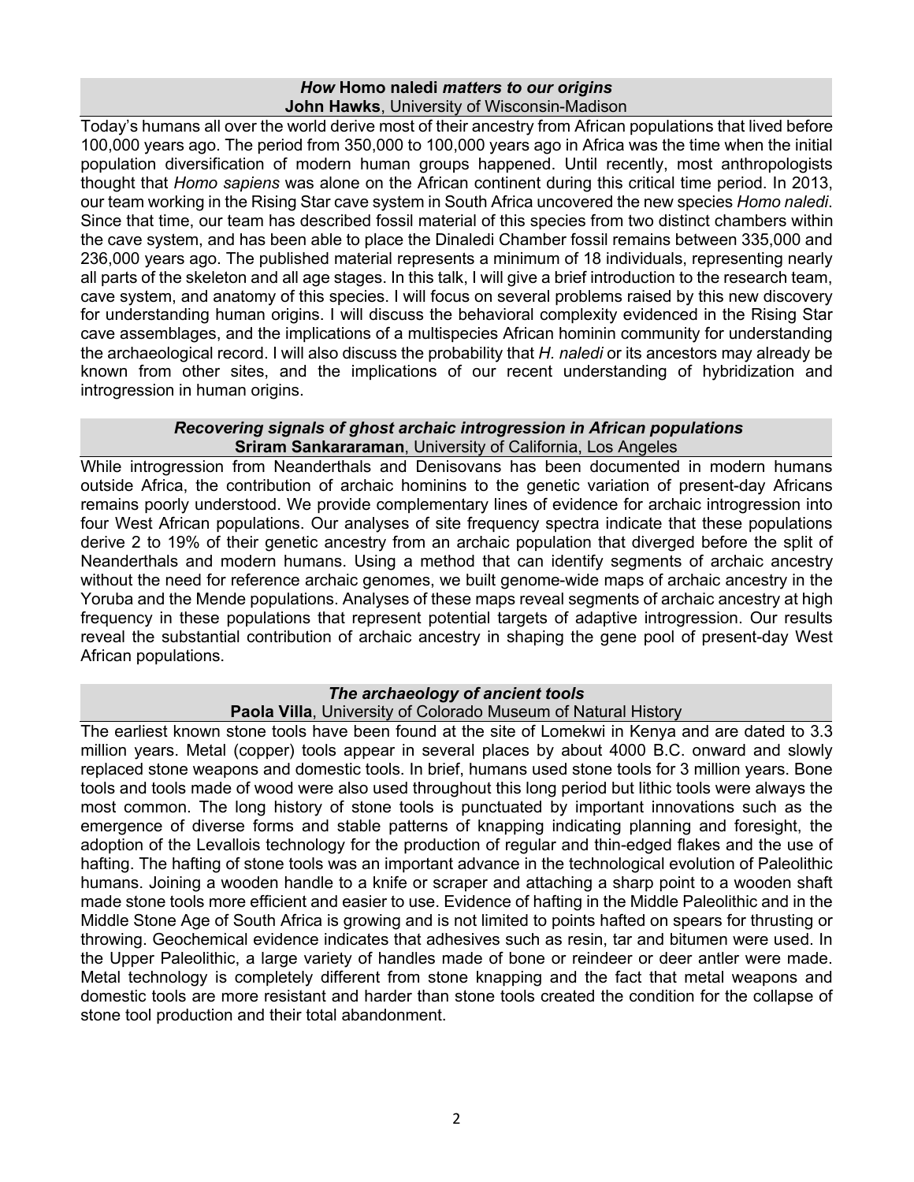### *How* **Homo naledi** *matters to our origins*

**John Hawks**, University of Wisconsin-Madison

Today's humans all over the world derive most of their ancestry from African populations that lived before 100,000 years ago. The period from 350,000 to 100,000 years ago in Africa was the time when the initial population diversification of modern human groups happened. Until recently, most anthropologists thought that *Homo sapiens* was alone on the African continent during this critical time period. In 2013, our team working in the Rising Star cave system in South Africa uncovered the new species *Homo naledi*. Since that time, our team has described fossil material of this species from two distinct chambers within the cave system, and has been able to place the Dinaledi Chamber fossil remains between 335,000 and 236,000 years ago. The published material represents a minimum of 18 individuals, representing nearly all parts of the skeleton and all age stages. In this talk, I will give a brief introduction to the research team, cave system, and anatomy of this species. I will focus on several problems raised by this new discovery for understanding human origins. I will discuss the behavioral complexity evidenced in the Rising Star cave assemblages, and the implications of a multispecies African hominin community for understanding the archaeological record. I will also discuss the probability that *H. naledi* or its ancestors may already be known from other sites, and the implications of our recent understanding of hybridization and introgression in human origins.

### *Recovering signals of ghost archaic introgression in African populations*

**Sriram Sankararaman**, University of California, Los Angeles

While introgression from Neanderthals and Denisovans has been documented in modern humans outside Africa, the contribution of archaic hominins to the genetic variation of present-day Africans remains poorly understood. We provide complementary lines of evidence for archaic introgression into four West African populations. Our analyses of site frequency spectra indicate that these populations derive 2 to 19% of their genetic ancestry from an archaic population that diverged before the split of Neanderthals and modern humans. Using a method that can identify segments of archaic ancestry without the need for reference archaic genomes, we built genome-wide maps of archaic ancestry in the Yoruba and the Mende populations. Analyses of these maps reveal segments of archaic ancestry at high frequency in these populations that represent potential targets of adaptive introgression. Our results reveal the substantial contribution of archaic ancestry in shaping the gene pool of present-day West African populations.

### *The archaeology of ancient tools*

**Paola Villa**, University of Colorado Museum of Natural History

The earliest known stone tools have been found at the site of Lomekwi in Kenya and are dated to 3.3 million years. Metal (copper) tools appear in several places by about 4000 B.C. onward and slowly replaced stone weapons and domestic tools. In brief, humans used stone tools for 3 million years. Bone tools and tools made of wood were also used throughout this long period but lithic tools were always the most common. The long history of stone tools is punctuated by important innovations such as the emergence of diverse forms and stable patterns of knapping indicating planning and foresight, the adoption of the Levallois technology for the production of regular and thin-edged flakes and the use of hafting. The hafting of stone tools was an important advance in the technological evolution of Paleolithic humans. Joining a wooden handle to a knife or scraper and attaching a sharp point to a wooden shaft made stone tools more efficient and easier to use. Evidence of hafting in the Middle Paleolithic and in the Middle Stone Age of South Africa is growing and is not limited to points hafted on spears for thrusting or throwing. Geochemical evidence indicates that adhesives such as resin, tar and bitumen were used. In the Upper Paleolithic, a large variety of handles made of bone or reindeer or deer antler were made. Metal technology is completely different from stone knapping and the fact that metal weapons and domestic tools are more resistant and harder than stone tools created the condition for the collapse of stone tool production and their total abandonment.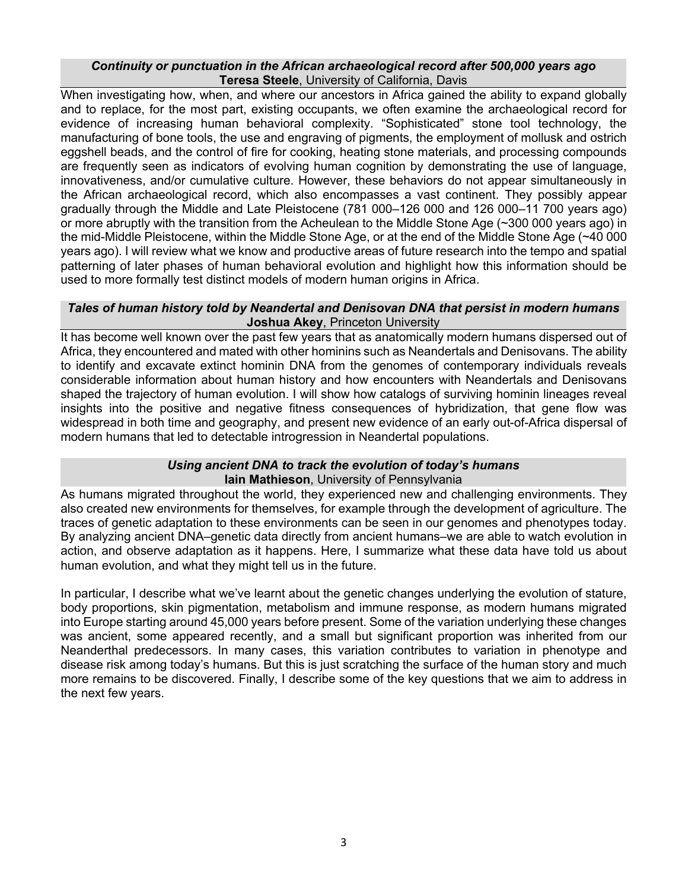### *Continuity or punctuation in the African archaeological record after 500,000 years ago*

**Teresa Steele**, University of California, Davis

When investigating how, when, and where our ancestors in Africa gained the ability to expand globally and to replace, for the most part, existing occupants, we often examine the archaeological record for evidence of increasing human behavioral complexity. "Sophisticated" stone tool technology, the manufacturing of bone tools, the use and engraving of pigments, the employment of mollusk and ostrich eggshell beads, and the control of fire for cooking, heating stone materials, and processing compounds are frequently seen as indicators of evolving human cognition by demonstrating the use of language, innovativeness, and/or cumulative culture. However, these behaviors do not appear simultaneously in the African archaeological record, which also encompasses a vast continent. They possibly appear gradually through the Middle and Late Pleistocene (781 000–126 000 and 126 000–11 700 years ago) or more abruptly with the transition from the Acheulean to the Middle Stone Age (~300 000 years ago) in the mid-Middle Pleistocene, within the Middle Stone Age, or at the end of the Middle Stone Age (~40 000 years ago). I will review what we know and productive areas of future research into the tempo and spatial patterning of later phases of human behavioral evolution and highlight how this information should be used to more formally test distinct models of modern human origins in Africa.

### *Tales of human history told by Neandertal and Denisovan DNA that persist in modern humans*

**Joshua Akey**, Princeton University

It has become well known over the past few years that as anatomically modern humans dispersed out of Africa, they encountered and mated with other hominins such as Neandertals and Denisovans. The ability to identify and excavate extinct hominin DNA from the genomes of contemporary individuals reveals considerable information about human history and how encounters with Neandertals and Denisovans shaped the trajectory of human evolution. I will show how catalogs of surviving hominin lineages reveal insights into the positive and negative fitness consequences of hybridization, that gene flow was widespread in both time and geography, and present new evidence of an early out-of-Africa dispersal of modern humans that led to detectable introgression in Neandertal populations.

### *Using ancient DNA to track the evolution of today's humans*

**Iain Mathieson**, University of Pennsylvania

As humans migrated throughout the world, they experienced new and challenging environments. They also created new environments for themselves, for example through the development of agriculture. The traces of genetic adaptation to these environments can be seen in our genomes and phenotypes today. By analyzing ancient DNA–genetic data directly from ancient humans–we are able to watch evolution in action, and observe adaptation as it happens. Here, I summarize what these data have told us about human evolution, and what they might tell us in the future.

In particular, I describe what we've learnt about the genetic changes underlying the evolution of stature, body proportions, skin pigmentation, metabolism and immune response, as modern humans migrated into Europe starting around 45,000 years before present. Some of the variation underlying these changes was ancient, some appeared recently, and a small but significant proportion was inherited from our Neanderthal predecessors. In many cases, this variation contributes to variation in phenotype and disease risk among today's humans. But this is just scratching the surface of the human story and much more remains to be discovered. Finally, I describe some of the key questions that we aim to address in the next few years.